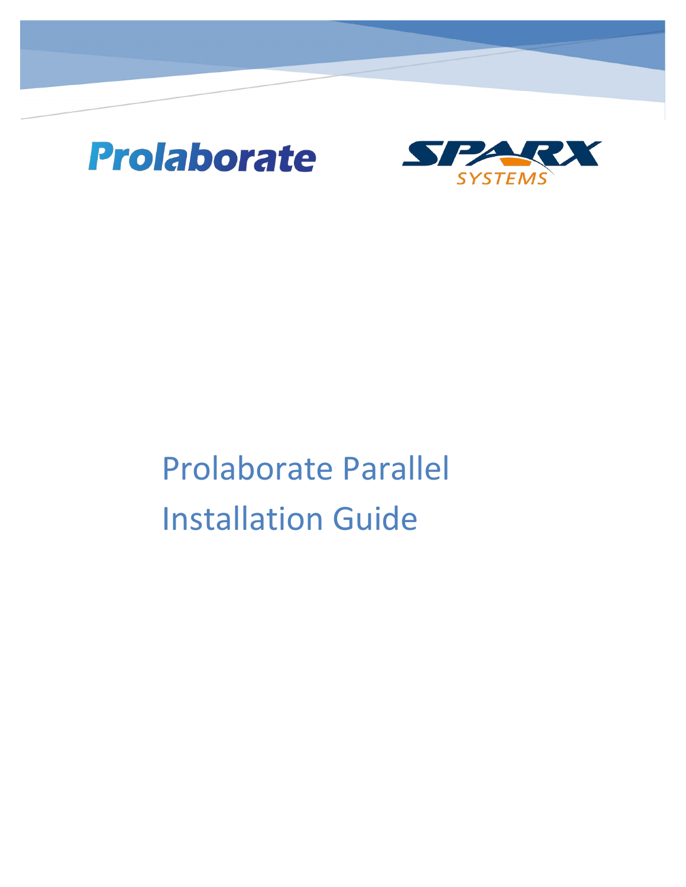Prolaborate

SPARX SYSTEMS

# Prolaborate Parallel Installation Guide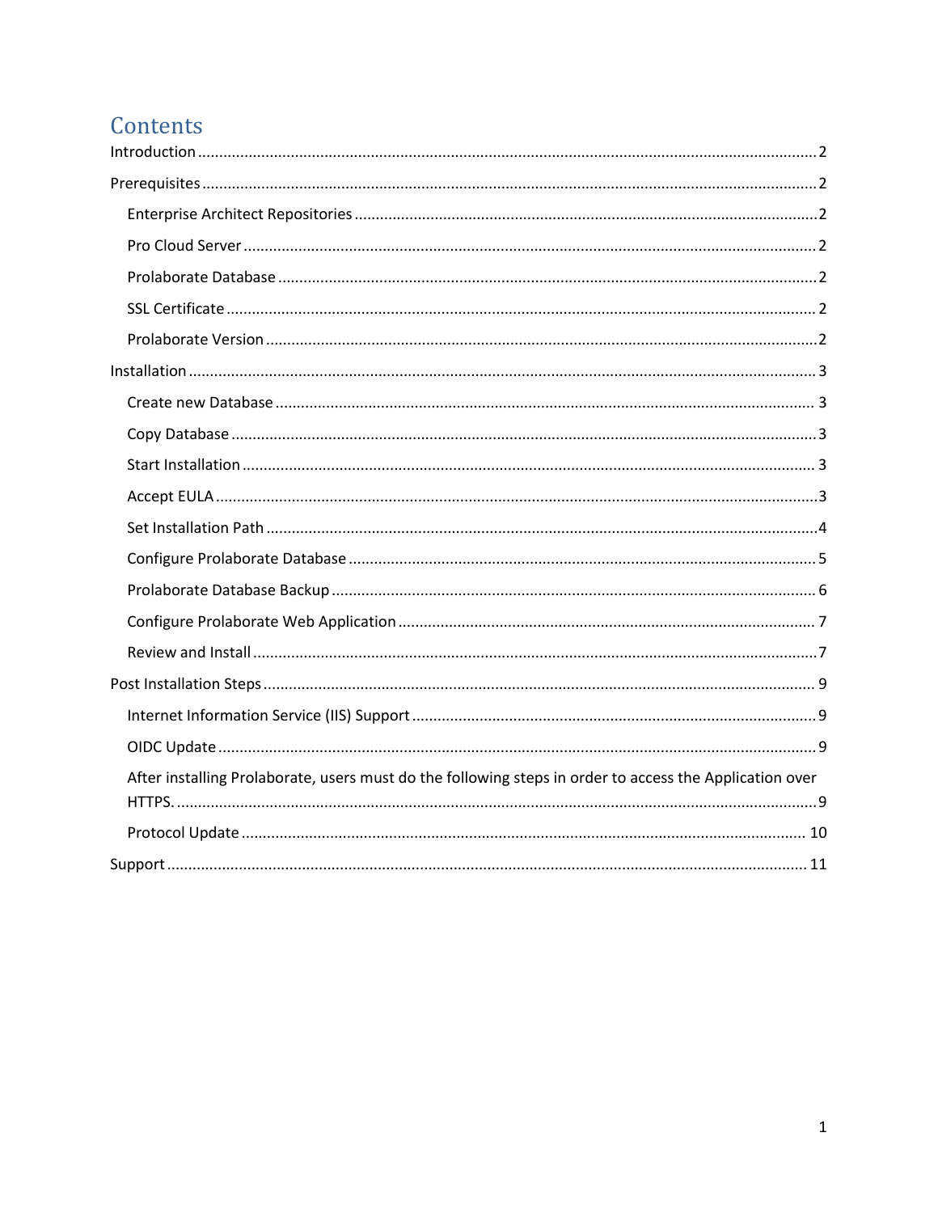# Contents

- Introduction ........ 2
- Prerequisites ........ 2
  - Enterprise Architect Repositories ........ 2
  - Pro Cloud Server ........ 2
  - Prolaborate Database ........ 2
  - SSL Certificate ........ 2
  - Prolaborate Version ........ 2
- Installation ........ 3
  - Create new Database ........ 3
  - Copy Database ........ 3
  - Start Installation ........ 3
  - Accept EULA ........ 3
  - Set Installation Path ........ 4
  - Configure Prolaborate Database ........ 5
  - Prolaborate Database Backup ........ 6
  - Configure Prolaborate Web Application ........ 7
  - Review and Install ........ 7
- Post Installation Steps ........ 9
  - Internet Information Service (IIS) Support ........ 9
  - OIDC Update ........ 9
  - After installing Prolaborate, users must do the following steps in order to access the Application over HTTPS. ........ 9
  - Protocol Update ........ 10
- Support ........ 11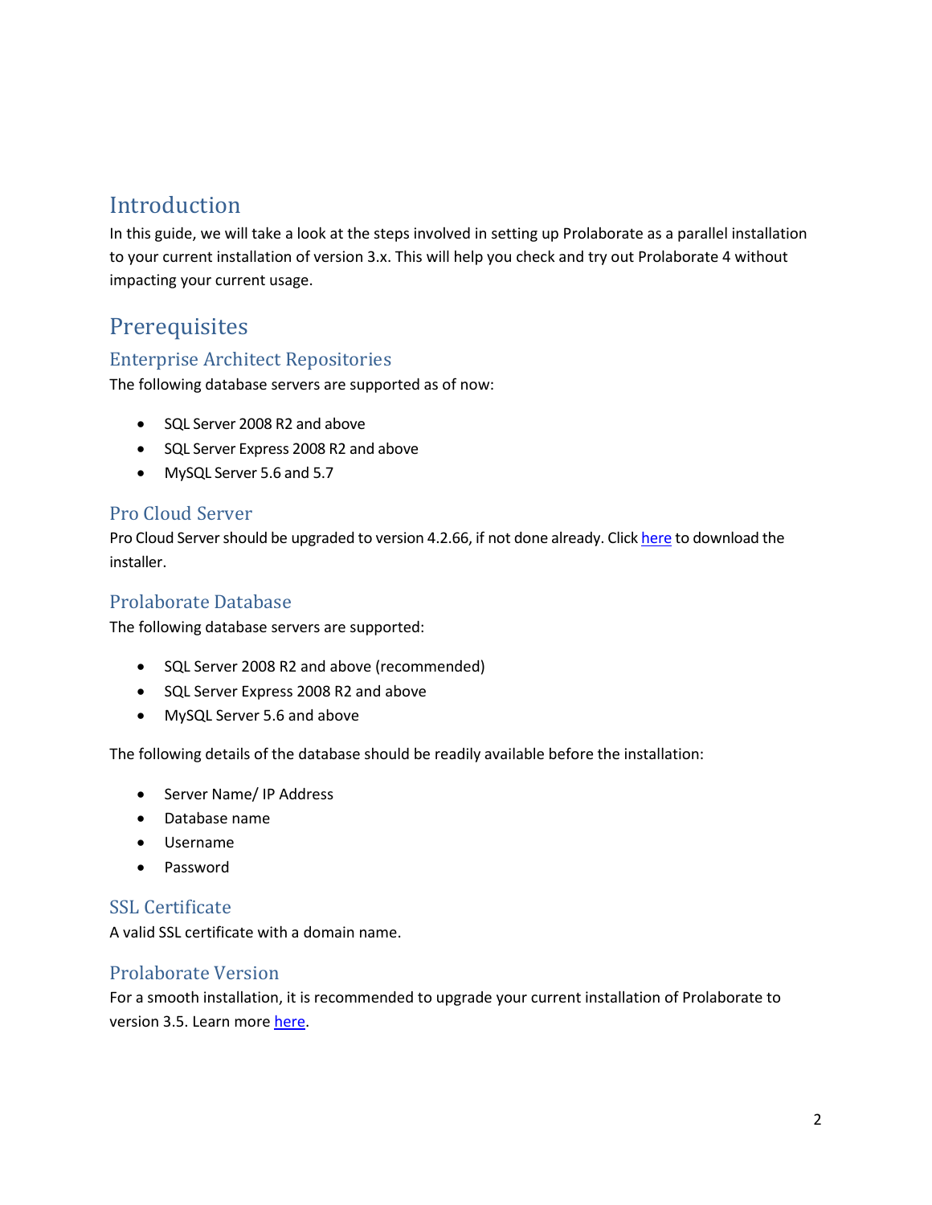# Introduction

In this guide, we will take a look at the steps involved in setting up Prolaborate as a parallel installation to your current installation of version 3.x. This will help you check and try out Prolaborate 4 without impacting your current usage.

# Prerequisites

## Enterprise Architect Repositories

The following database servers are supported as of now:

- SQL Server 2008 R2 and above
- SQL Server Express 2008 R2 and above
- MySQL Server 5.6 and 5.7

## Pro Cloud Server

Pro Cloud Server should be upgraded to version 4.2.66, if not done already. Click here to download the installer.

## Prolaborate Database

The following database servers are supported:

- SQL Server 2008 R2 and above (recommended)
- SQL Server Express 2008 R2 and above
- MySQL Server 5.6 and above

The following details of the database should be readily available before the installation:

- Server Name/ IP Address
- Database name
- Username
- Password

## SSL Certificate

A valid SSL certificate with a domain name.

## Prolaborate Version

For a smooth installation, it is recommended to upgrade your current installation of Prolaborate to version 3.5. Learn more here.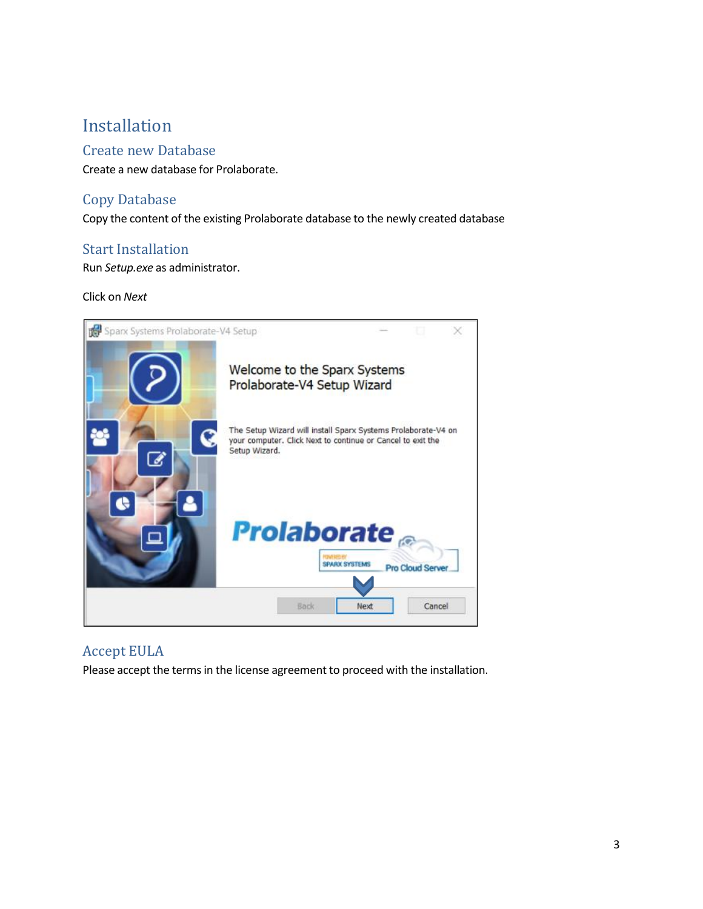# Installation

## Create new Database

Create a new database for Prolaborate.

## Copy Database

Copy the content of the existing Prolaborate database to the newly created database

## Start Installation

Run *Setup.exe* as administrator.

Click on *Next*

## Accept EULA

Please accept the terms in the license agreement to proceed with the installation.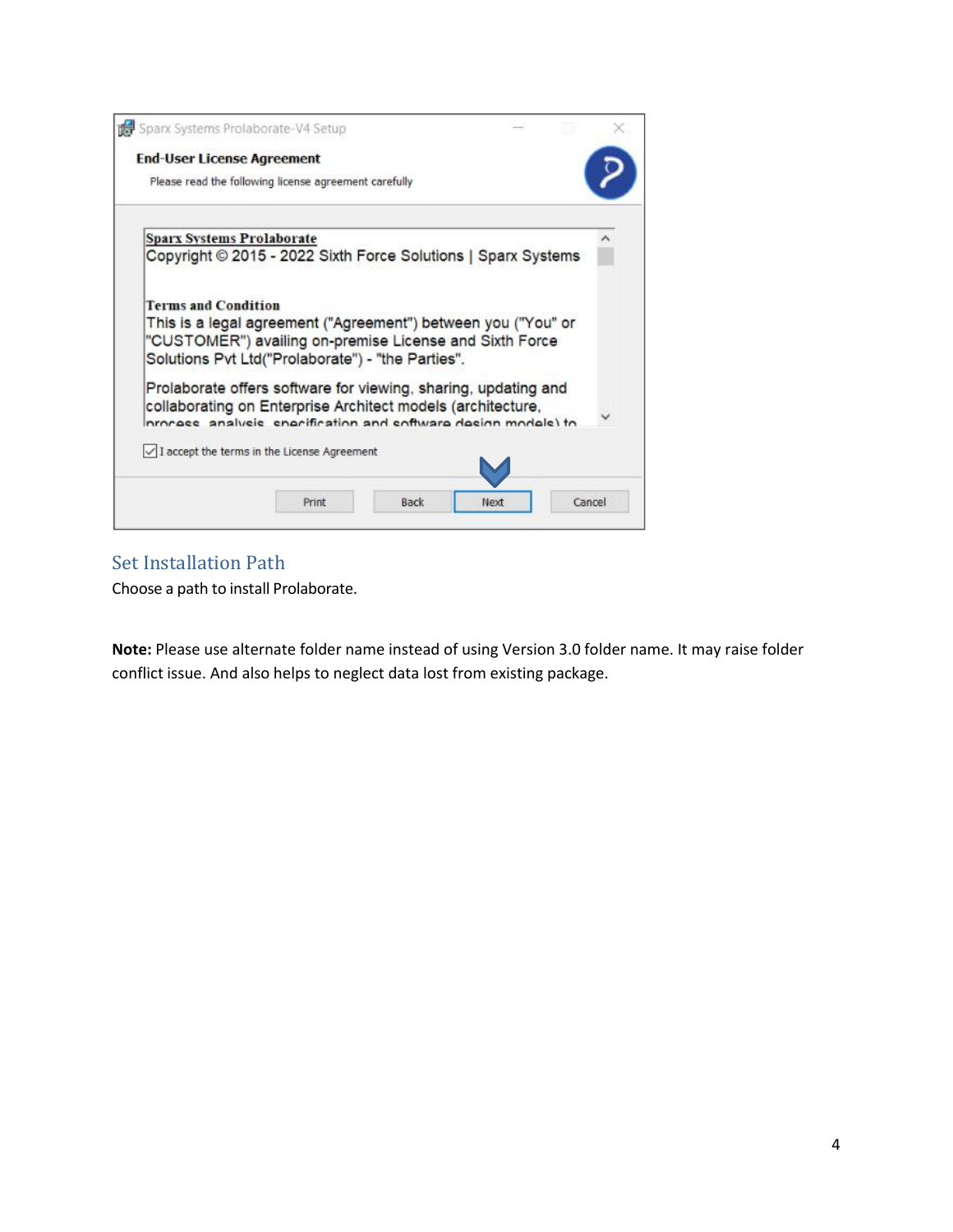## Set Installation Path

Choose a path to install Prolaborate.

**Note:** Please use alternate folder name instead of using Version 3.0 folder name. It may raise folder conflict issue. And also helps to neglect data lost from existing package.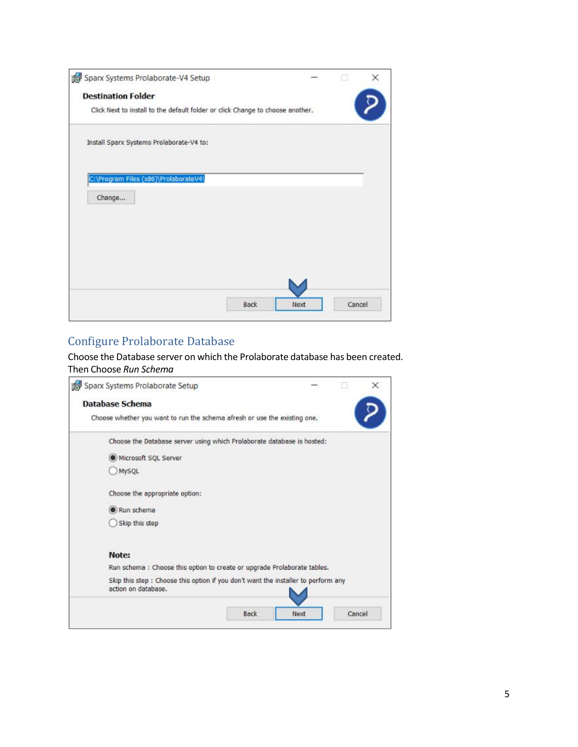## Configure Prolaborate Database

Choose the Database server on which the Prolaborate database has been created. Then Choose *Run Schema*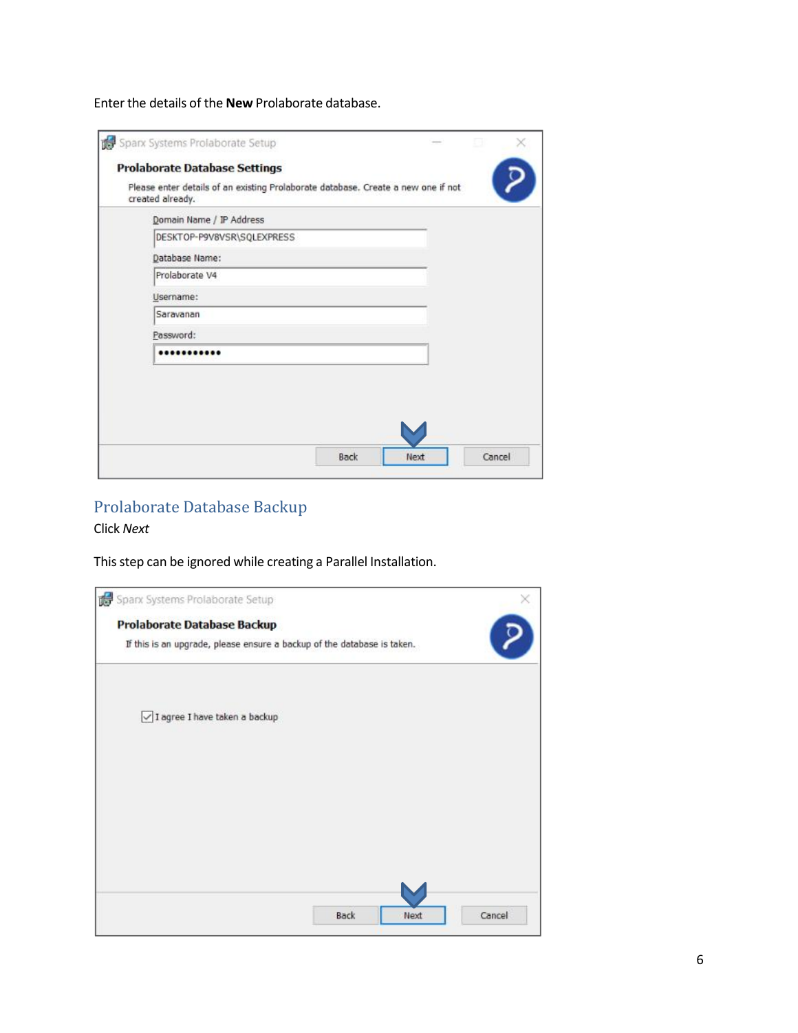Enter the details of the **New** Prolaborate database.

## Prolaborate Database Backup

Click *Next*

This step can be ignored while creating a Parallel Installation.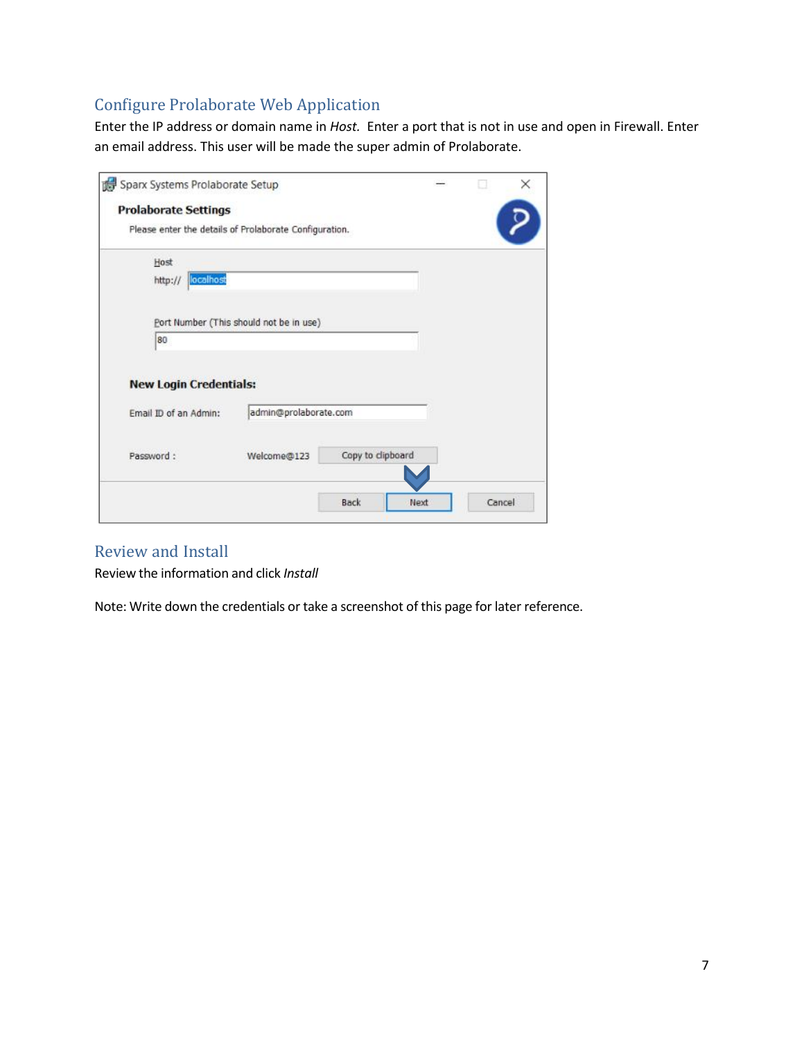## Configure Prolaborate Web Application

Enter the IP address or domain name in *Host.* Enter a port that is not in use and open in Firewall. Enter an email address. This user will be made the super admin of Prolaborate.

## Review and Install

Review the information and click *Install*

Note: Write down the credentials or take a screenshot of this page for later reference.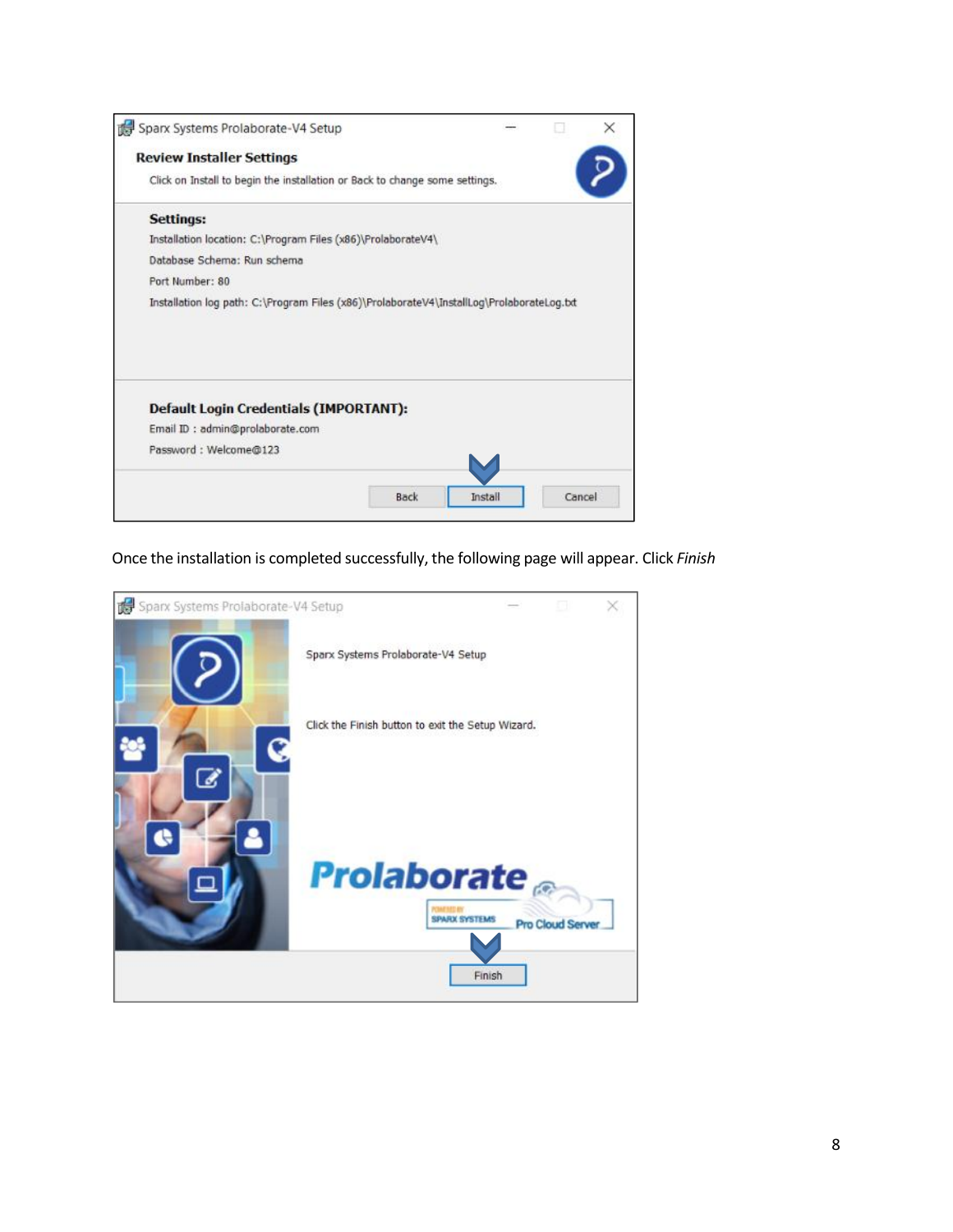Once the installation is completed successfully, the following page will appear. Click *Finish*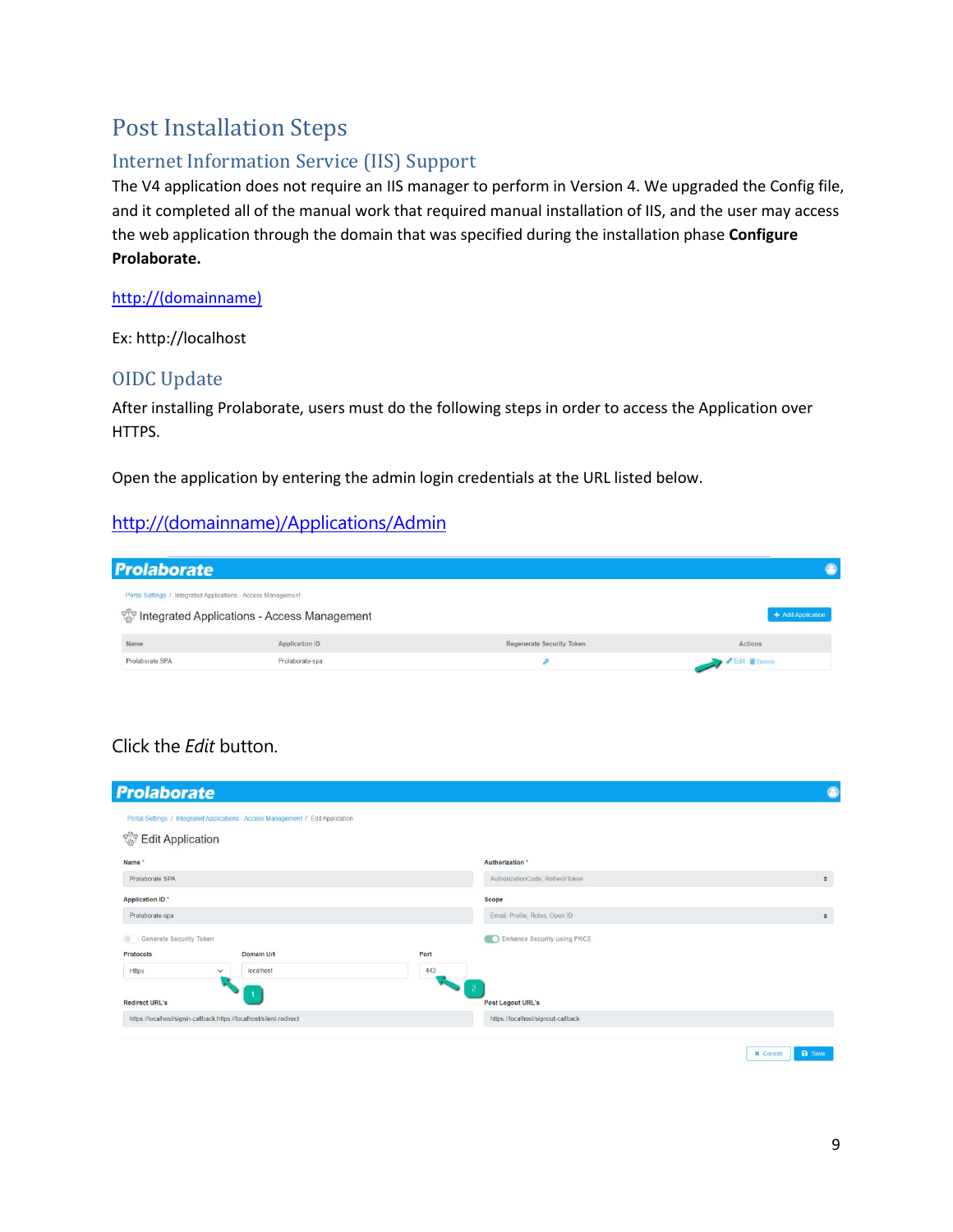# Post Installation Steps

## Internet Information Service (IIS) Support

The V4 application does not require an IIS manager to perform in Version 4. We upgraded the Config file, and it completed all of the manual work that required manual installation of IIS, and the user may access the web application through the domain that was specified during the installation phase **Configure Prolaborate.**

http://(domainname)

Ex: http://localhost

## OIDC Update

After installing Prolaborate, users must do the following steps in order to access the Application over HTTPS.

Open the application by entering the admin login credentials at the URL listed below.

http://(domainname)/Applications/Admin

Click the *Edit* button.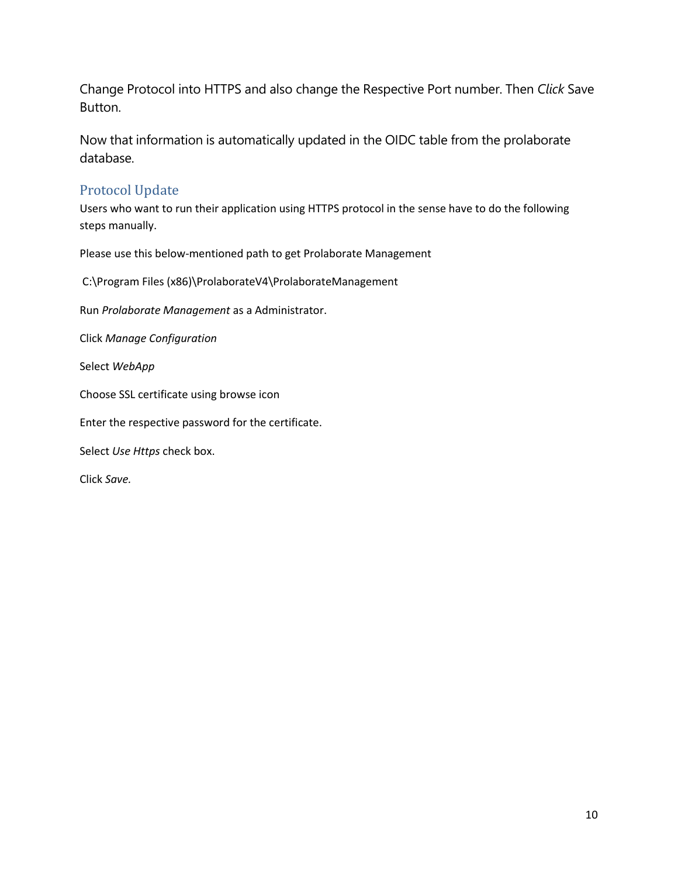Change Protocol into HTTPS and also change the Respective Port number. Then *Click* Save Button.

Now that information is automatically updated in the OIDC table from the prolaborate database.

## Protocol Update

Users who want to run their application using HTTPS protocol in the sense have to do the following steps manually.

Please use this below-mentioned path to get Prolaborate Management

C:\Program Files (x86)\ProlaborateV4\ProlaborateManagement

Run *Prolaborate Management* as a Administrator.

Click *Manage Configuration*

Select *WebApp*

Choose SSL certificate using browse icon

Enter the respective password for the certificate.

Select *Use Https* check box.

Click *Save.*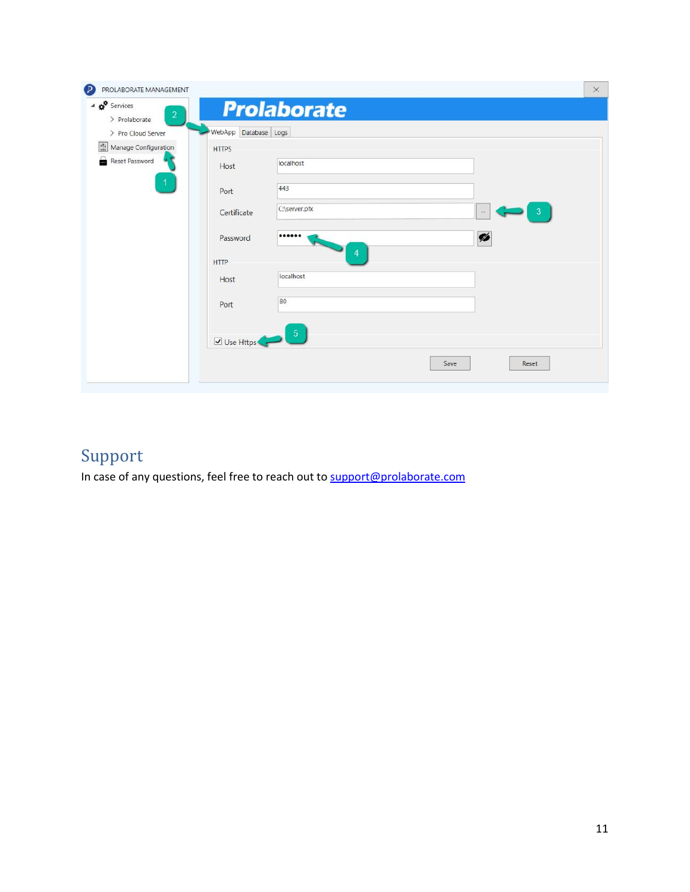## Support

In case of any questions, feel free to reach out to support@prolaborate.com